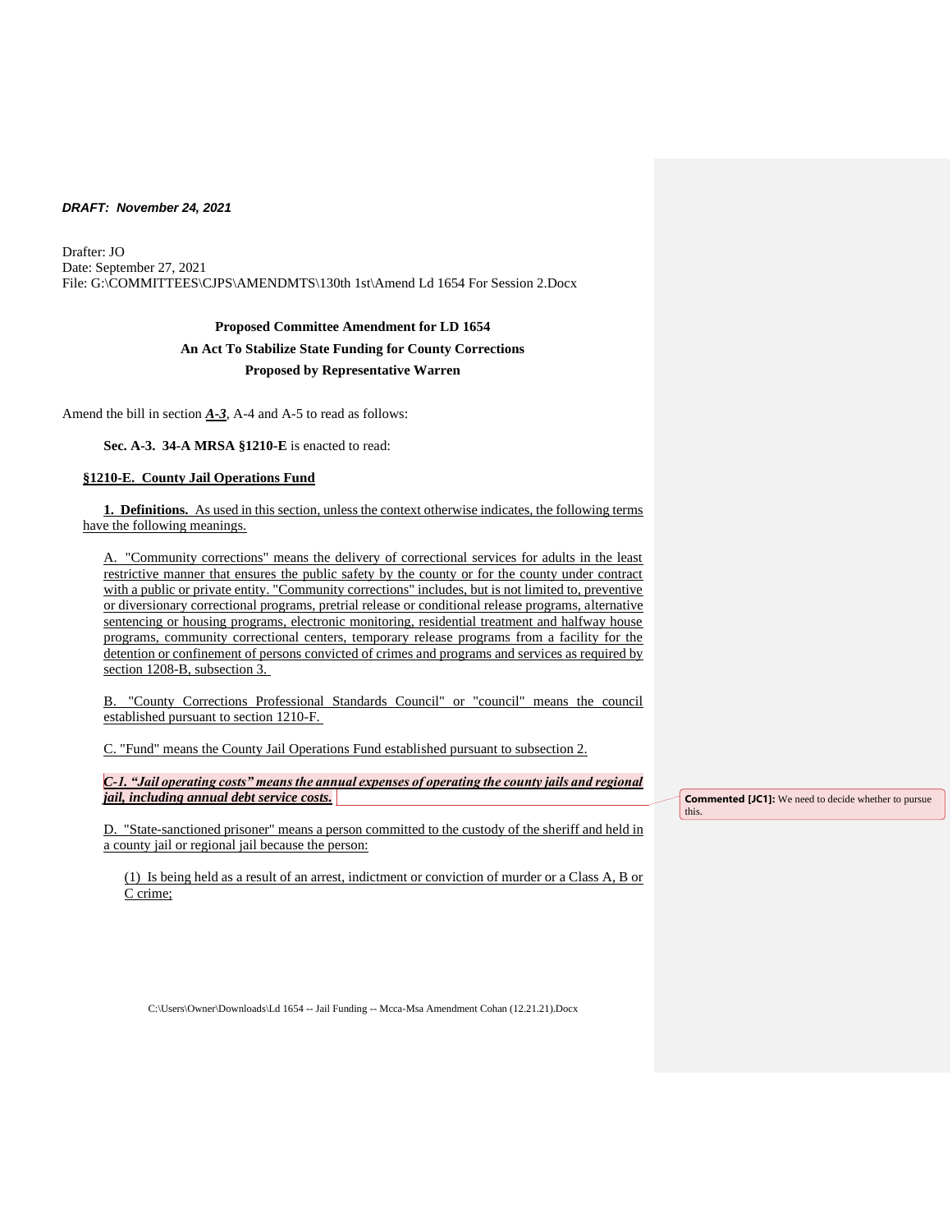***DRAFT: November 24, 2021***

Drafter: JO
Date: September 27, 2021
File: G:\COMMITTEES\CJPS\AMENDMTS\130th 1st\Amend Ld 1654 For Session 2.Docx

**Proposed Committee Amendment for LD 1654**
**An Act To Stabilize State Funding for County Corrections**
**Proposed by Representative Warren**

Amend the bill in section ***A-3***, A-4 and A-5 to read as follows:

**Sec. A-3. 34-A MRSA §1210-E** is enacted to read:

**§1210-E. County Jail Operations Fund**

**1. Definitions.** As used in this section, unless the context otherwise indicates, the following terms have the following meanings.

A. "Community corrections" means the delivery of correctional services for adults in the least restrictive manner that ensures the public safety by the county or for the county under contract with a public or private entity. "Community corrections" includes, but is not limited to, preventive or diversionary correctional programs, pretrial release or conditional release programs, alternative sentencing or housing programs, electronic monitoring, residential treatment and halfway house programs, community correctional centers, temporary release programs from a facility for the detention or confinement of persons convicted of crimes and programs and services as required by section 1208-B, subsection 3.

B. "County Corrections Professional Standards Council" or "council" means the council established pursuant to section 1210-F.

C. "Fund" means the County Jail Operations Fund established pursuant to subsection 2.

***C-1. "Jail operating costs" means the annual expenses of operating the county jails and regional jail, including annual debt service costs.***

**Commented [JC1]:** We need to decide whether to pursue this.

D. "State-sanctioned prisoner" means a person committed to the custody of the sheriff and held in a county jail or regional jail because the person:

(1) Is being held as a result of an arrest, indictment or conviction of murder or a Class A, B or C crime;

C:\Users\Owner\Downloads\Ld 1654 -- Jail Funding -- Mcca-Msa Amendment Cohan (12.21.21).Docx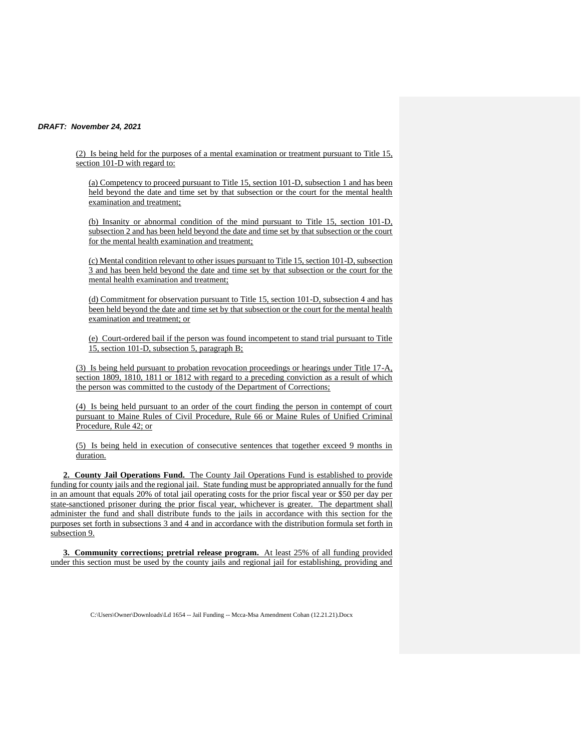(2) Is being held for the purposes of a mental examination or treatment pursuant to Title 15, section 101-D with regard to:

(a) Competency to proceed pursuant to Title 15, section 101-D, subsection 1 and has been held beyond the date and time set by that subsection or the court for the mental health examination and treatment;

(b) Insanity or abnormal condition of the mind pursuant to Title 15, section 101-D, subsection 2 and has been held beyond the date and time set by that subsection or the court for the mental health examination and treatment;

(c) Mental condition relevant to other issues pursuant to Title 15, section 101-D, subsection 3 and has been held beyond the date and time set by that subsection or the court for the mental health examination and treatment;

(d) Commitment for observation pursuant to Title 15, section 101-D, subsection 4 and has been held beyond the date and time set by that subsection or the court for the mental health examination and treatment; or

(e) Court-ordered bail if the person was found incompetent to stand trial pursuant to Title 15, section 101-D, subsection 5, paragraph B;

(3) Is being held pursuant to probation revocation proceedings or hearings under Title 17-A, section 1809, 1810, 1811 or 1812 with regard to a preceding conviction as a result of which the person was committed to the custody of the Department of Corrections;

(4) Is being held pursuant to an order of the court finding the person in contempt of court pursuant to Maine Rules of Civil Procedure, Rule 66 or Maine Rules of Unified Criminal Procedure, Rule 42; or

(5) Is being held in execution of consecutive sentences that together exceed 9 months in duration.

**2. County Jail Operations Fund.** The County Jail Operations Fund is established to provide funding for county jails and the regional jail. State funding must be appropriated annually for the fund in an amount that equals 20% of total jail operating costs for the prior fiscal year or $50 per day per state-sanctioned prisoner during the prior fiscal year, whichever is greater. The department shall administer the fund and shall distribute funds to the jails in accordance with this section for the purposes set forth in subsections 3 and 4 and in accordance with the distribution formula set forth in subsection 9.

**3. Community corrections; pretrial release program.** At least 25% of all funding provided under this section must be used by the county jails and regional jail for establishing, providing and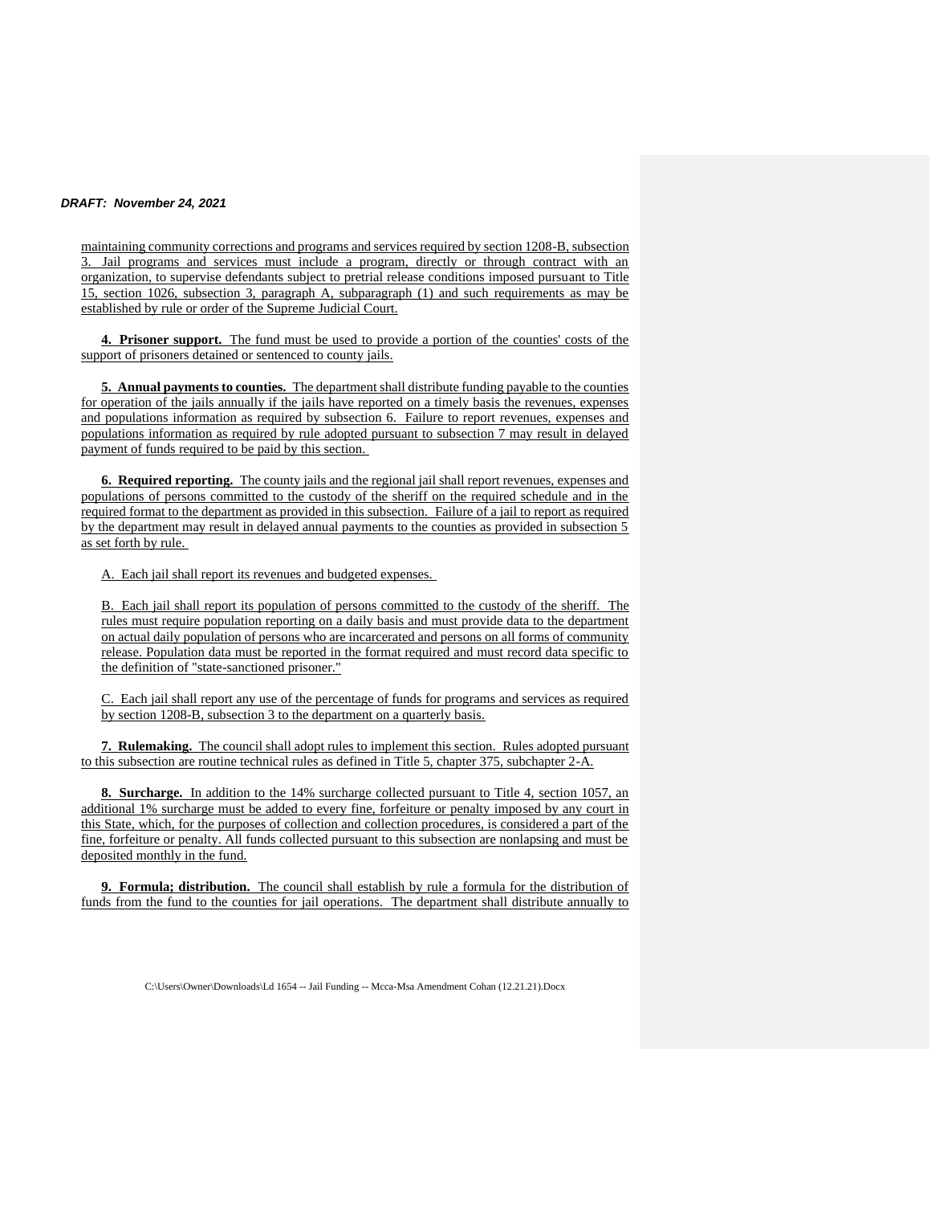maintaining community corrections and programs and services required by section 1208-B, subsection 3. Jail programs and services must include a program, directly or through contract with an organization, to supervise defendants subject to pretrial release conditions imposed pursuant to Title 15, section 1026, subsection 3, paragraph A, subparagraph (1) and such requirements as may be established by rule or order of the Supreme Judicial Court.

**4. Prisoner support.** The fund must be used to provide a portion of the counties' costs of the support of prisoners detained or sentenced to county jails.

**5. Annual payments to counties.** The department shall distribute funding payable to the counties for operation of the jails annually if the jails have reported on a timely basis the revenues, expenses and populations information as required by subsection 6. Failure to report revenues, expenses and populations information as required by rule adopted pursuant to subsection 7 may result in delayed payment of funds required to be paid by this section.

**6. Required reporting.** The county jails and the regional jail shall report revenues, expenses and populations of persons committed to the custody of the sheriff on the required schedule and in the required format to the department as provided in this subsection. Failure of a jail to report as required by the department may result in delayed annual payments to the counties as provided in subsection 5 as set forth by rule.

A. Each jail shall report its revenues and budgeted expenses.

B. Each jail shall report its population of persons committed to the custody of the sheriff. The rules must require population reporting on a daily basis and must provide data to the department on actual daily population of persons who are incarcerated and persons on all forms of community release. Population data must be reported in the format required and must record data specific to the definition of "state-sanctioned prisoner."

C. Each jail shall report any use of the percentage of funds for programs and services as required by section 1208-B, subsection 3 to the department on a quarterly basis.

**7. Rulemaking.** The council shall adopt rules to implement this section. Rules adopted pursuant to this subsection are routine technical rules as defined in Title 5, chapter 375, subchapter 2-A.

**8. Surcharge.** In addition to the 14% surcharge collected pursuant to Title 4, section 1057, an additional 1% surcharge must be added to every fine, forfeiture or penalty imposed by any court in this State, which, for the purposes of collection and collection procedures, is considered a part of the fine, forfeiture or penalty. All funds collected pursuant to this subsection are nonlapsing and must be deposited monthly in the fund.

**9. Formula; distribution.** The council shall establish by rule a formula for the distribution of funds from the fund to the counties for jail operations. The department shall distribute annually to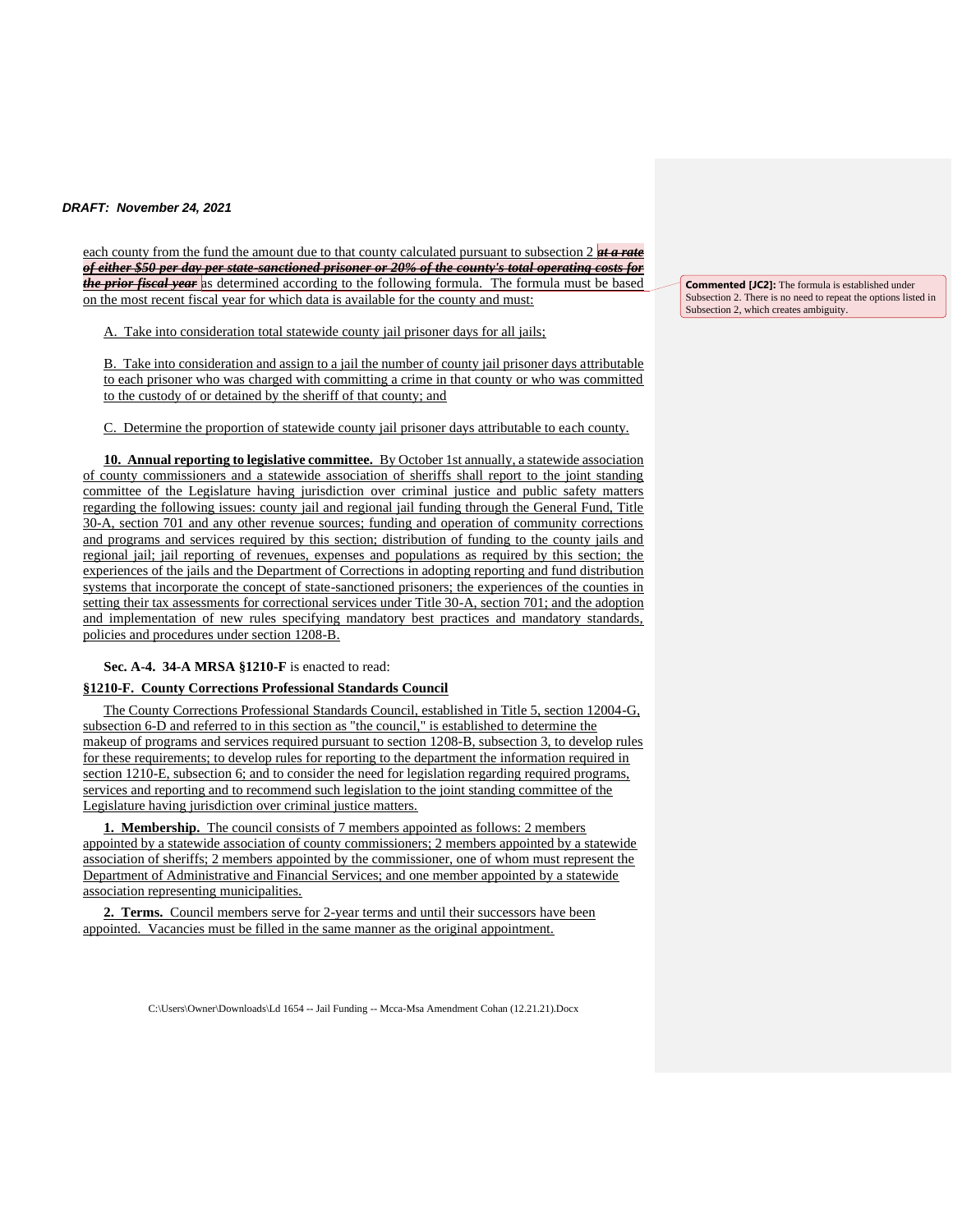each county from the fund the amount due to that county calculated pursuant to subsection 2 ~~***at a rate of either $50 per day per state-sanctioned prisoner or 20% of the county's total operating costs for the prior fiscal year***~~ as determined according to the following formula. The formula must be based on the most recent fiscal year for which data is available for the county and must:

**Commented [JC2]:** The formula is established under Subsection 2. There is no need to repeat the options listed in Subsection 2, which creates ambiguity.

A. Take into consideration total statewide county jail prisoner days for all jails;

B. Take into consideration and assign to a jail the number of county jail prisoner days attributable to each prisoner who was charged with committing a crime in that county or who was committed to the custody of or detained by the sheriff of that county; and

C. Determine the proportion of statewide county jail prisoner days attributable to each county.

**10. Annual reporting to legislative committee.** By October 1st annually, a statewide association of county commissioners and a statewide association of sheriffs shall report to the joint standing committee of the Legislature having jurisdiction over criminal justice and public safety matters regarding the following issues: county jail and regional jail funding through the General Fund, Title 30-A, section 701 and any other revenue sources; funding and operation of community corrections and programs and services required by this section; distribution of funding to the county jails and regional jail; jail reporting of revenues, expenses and populations as required by this section; the experiences of the jails and the Department of Corrections in adopting reporting and fund distribution systems that incorporate the concept of state-sanctioned prisoners; the experiences of the counties in setting their tax assessments for correctional services under Title 30-A, section 701; and the adoption and implementation of new rules specifying mandatory best practices and mandatory standards, policies and procedures under section 1208-B.

**Sec. A-4. 34-A MRSA §1210-F** is enacted to read:

**§1210-F. County Corrections Professional Standards Council**

The County Corrections Professional Standards Council, established in Title 5, section 12004-G, subsection 6-D and referred to in this section as "the council," is established to determine the makeup of programs and services required pursuant to section 1208-B, subsection 3, to develop rules for these requirements; to develop rules for reporting to the department the information required in section 1210-E, subsection 6; and to consider the need for legislation regarding required programs, services and reporting and to recommend such legislation to the joint standing committee of the Legislature having jurisdiction over criminal justice matters.

**1. Membership.** The council consists of 7 members appointed as follows: 2 members appointed by a statewide association of county commissioners; 2 members appointed by a statewide association of sheriffs; 2 members appointed by the commissioner, one of whom must represent the Department of Administrative and Financial Services; and one member appointed by a statewide association representing municipalities.

**2. Terms.** Council members serve for 2-year terms and until their successors have been appointed. Vacancies must be filled in the same manner as the original appointment.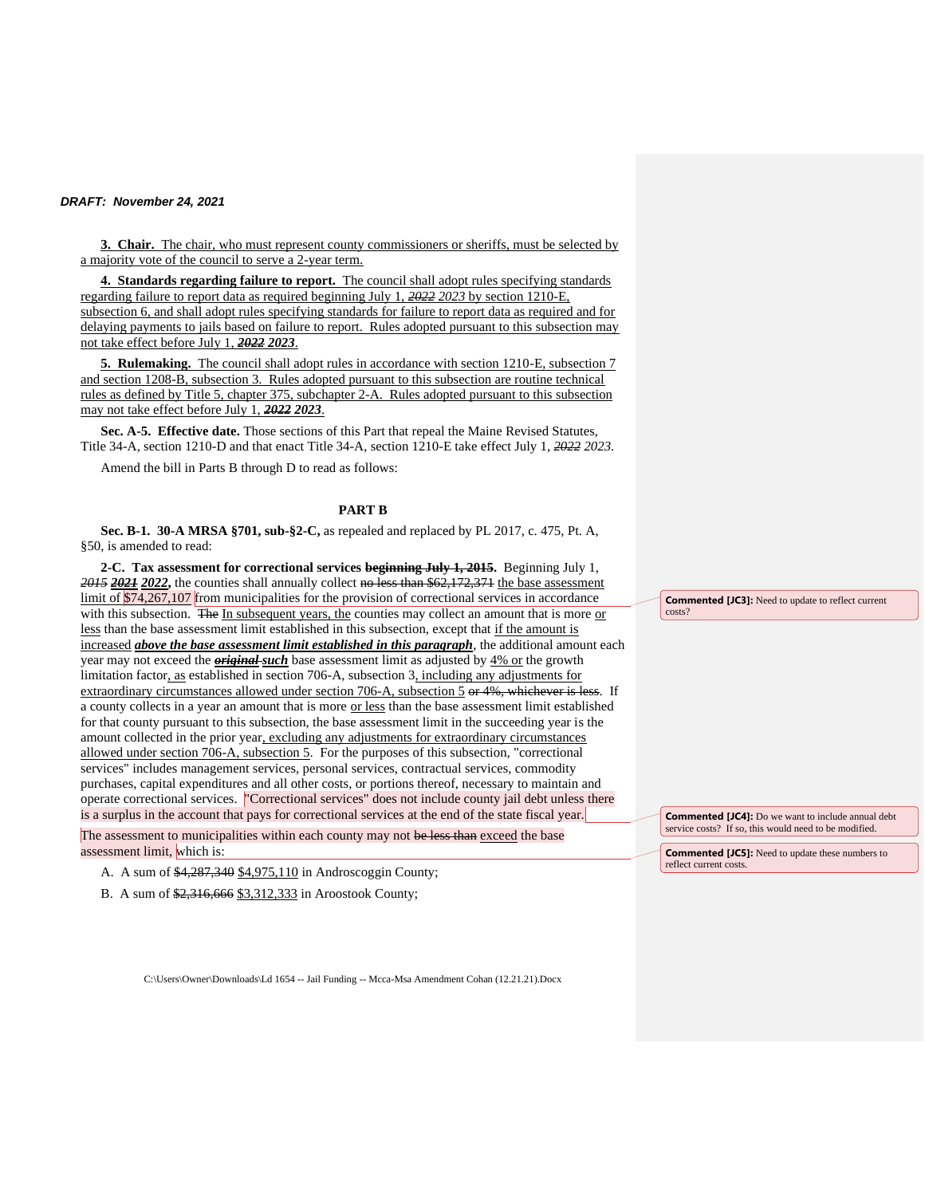DRAFT: November 24, 2021

**3. Chair.** The chair, who must represent county commissioners or sheriffs, must be selected by a majority vote of the council to serve a 2-year term.

**4. Standards regarding failure to report.** The council shall adopt rules specifying standards regarding failure to report data as required beginning July 1, ~~*2022*~~ *2023* by section 1210-E, subsection 6, and shall adopt rules specifying standards for failure to report data as required and for delaying payments to jails based on failure to report. Rules adopted pursuant to this subsection may not take effect before July 1, ***~~2022~~*** ***2023***.

**5. Rulemaking.** The council shall adopt rules in accordance with section 1210-E, subsection 7 and section 1208-B, subsection 3. Rules adopted pursuant to this subsection are routine technical rules as defined by Title 5, chapter 375, subchapter 2-A. Rules adopted pursuant to this subsection may not take effect before July 1, ***~~2022~~*** ***2023***.

**Sec. A-5. Effective date.** Those sections of this Part that repeal the Maine Revised Statutes, Title 34-A, section 1210-D and that enact Title 34-A, section 1210-E take effect July 1, ~~*2022*~~ *2023*.

Amend the bill in Parts B through D to read as follows:

## PART B

**Sec. B-1. 30-A MRSA §701, sub-§2-C,** as repealed and replaced by PL 2017, c. 475, Pt. A, §50, is amended to read:

**2-C. Tax assessment for correctional services ~~beginning July 1, 2015~~.** Beginning July 1, ~~*2015*~~ ***~~2021~~*** ***2022***, the counties shall annually collect ~~no less than $62,172,371~~ the base assessment limit of $74,267,107 from municipalities for the provision of correctional services in accordance with this subsection. ~~The~~ In subsequent years, the counties may collect an amount that is more or less than the base assessment limit established in this subsection, except that if the amount is increased ***above the base assessment limit established in this paragraph***, the additional amount each year may not exceed the ***~~original~~*** ***such*** base assessment limit as adjusted by 4% or the growth limitation factor, as established in section 706-A, subsection 3, including any adjustments for extraordinary circumstances allowed under section 706-A, subsection 5 ~~or 4%, whichever is less~~. If a county collects in a year an amount that is more or less than the base assessment limit established for that county pursuant to this subsection, the base assessment limit in the succeeding year is the amount collected in the prior year, excluding any adjustments for extraordinary circumstances allowed under section 706-A, subsection 5. For the purposes of this subsection, "correctional services" includes management services, personal services, contractual services, commodity purchases, capital expenditures and all other costs, or portions thereof, necessary to maintain and operate correctional services. "Correctional services" does not include county jail debt unless there is a surplus in the account that pays for correctional services at the end of the state fiscal year.

The assessment to municipalities within each county may not ~~be less than~~ exceed the base assessment limit, which is:

A. A sum of ~~$4,287,340~~ $4,975,110 in Androscoggin County;

B. A sum of ~~$2,316,666~~ $3,312,333 in Aroostook County;

> **Commented [JC3]:** Need to update to reflect current costs?
>
> **Commented [JC4]:** Do we want to include annual debt service costs? If so, this would need to be modified.
>
> **Commented [JC5]:** Need to update these numbers to reflect current costs.

C:\Users\Owner\Downloads\Ld 1654 -- Jail Funding -- Mcca-Msa Amendment Cohan (12.21.21).Docx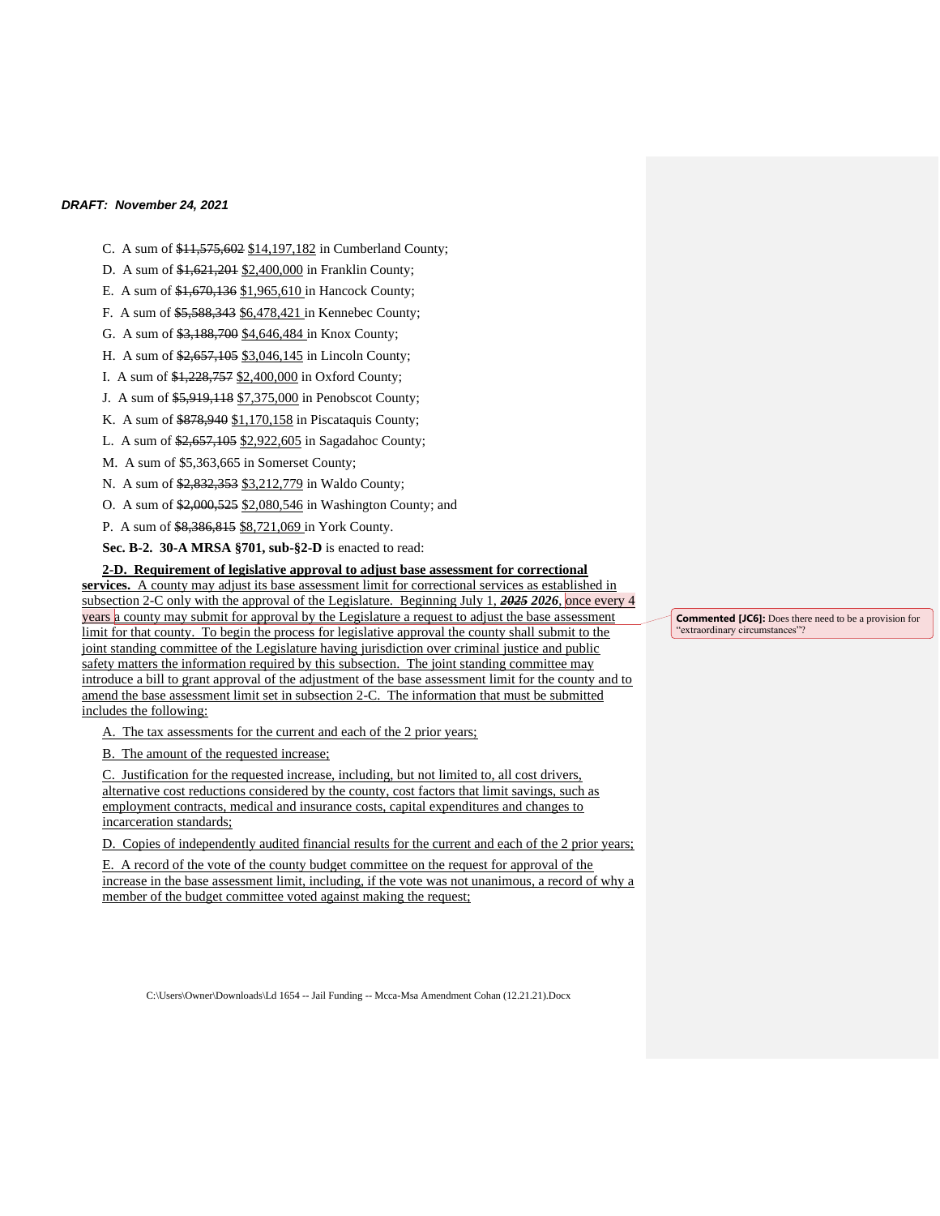C. A sum of ~~$11,575,602~~ $14,197,182 in Cumberland County;

D. A sum of ~~$1,621,201~~ $2,400,000 in Franklin County;

E. A sum of ~~$1,670,136~~ $1,965,610 in Hancock County;

F. A sum of ~~$5,588,343~~ $6,478,421 in Kennebec County;

G. A sum of ~~$3,188,700~~ $4,646,484 in Knox County;

H. A sum of ~~$2,657,105~~ $3,046,145 in Lincoln County;

I. A sum of ~~$1,228,757~~ $2,400,000 in Oxford County;

J. A sum of ~~$5,919,118~~ $7,375,000 in Penobscot County;

K. A sum of ~~$878,940~~ $1,170,158 in Piscataquis County;

L. A sum of ~~$2,657,105~~ $2,922,605 in Sagadahoc County;

M. A sum of $5,363,665 in Somerset County;

N. A sum of ~~$2,832,353~~ $3,212,779 in Waldo County;

O. A sum of ~~$2,000,525~~ $2,080,546 in Washington County; and

P. A sum of ~~$8,386,815~~ $8,721,069 in York County.

**Sec. B-2. 30-A MRSA §701, sub-§2-D** is enacted to read:

**2-D. Requirement of legislative approval to adjust base assessment for correctional services.** A county may adjust its base assessment limit for correctional services as established in subsection 2-C only with the approval of the Legislature. Beginning July 1, ***~~2025~~*** ***2026***, once every 4 years a county may submit for approval by the Legislature a request to adjust the base assessment limit for that county. To begin the process for legislative approval the county shall submit to the joint standing committee of the Legislature having jurisdiction over criminal justice and public safety matters the information required by this subsection. The joint standing committee may introduce a bill to grant approval of the adjustment of the base assessment limit for the county and to amend the base assessment limit set in subsection 2-C. The information that must be submitted includes the following:

> **Commented [JC6]:** Does there need to be a provision for "extraordinary circumstances"?

A. The tax assessments for the current and each of the 2 prior years;

B. The amount of the requested increase;

C. Justification for the requested increase, including, but not limited to, all cost drivers, alternative cost reductions considered by the county, cost factors that limit savings, such as employment contracts, medical and insurance costs, capital expenditures and changes to incarceration standards;

D. Copies of independently audited financial results for the current and each of the 2 prior years;

E. A record of the vote of the county budget committee on the request for approval of the increase in the base assessment limit, including, if the vote was not unanimous, a record of why a member of the budget committee voted against making the request;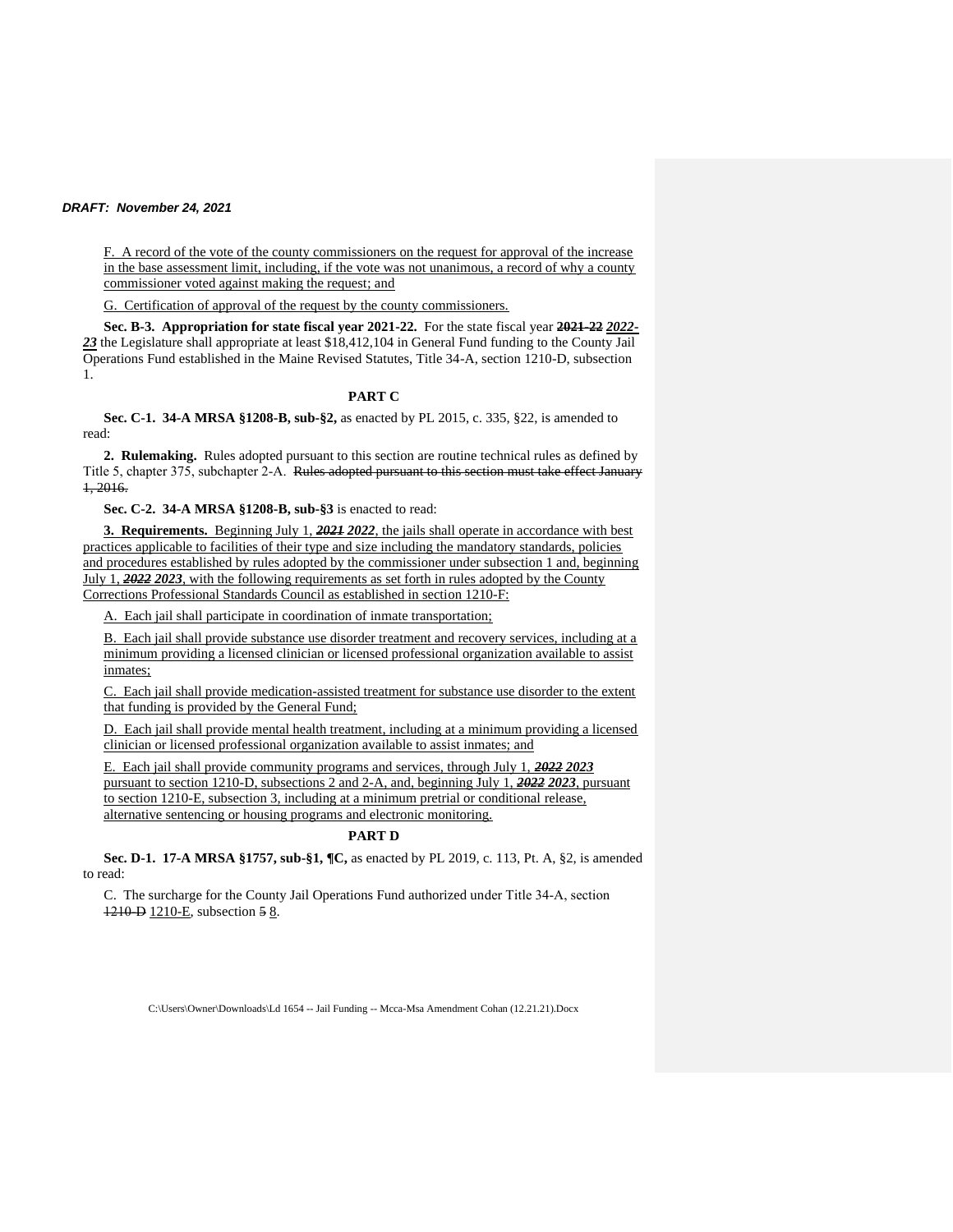F. A record of the vote of the county commissioners on the request for approval of the increase in the base assessment limit, including, if the vote was not unanimous, a record of why a county commissioner voted against making the request; and

G. Certification of approval of the request by the county commissioners.

**Sec. B-3. Appropriation for state fiscal year 2021-22.** For the state fiscal year ~~**2021-22**~~ ***2022-23*** the Legislature shall appropriate at least $18,412,104 in General Fund funding to the County Jail Operations Fund established in the Maine Revised Statutes, Title 34-A, section 1210-D, subsection 1.

**PART C**

**Sec. C-1. 34-A MRSA §1208-B, sub-§2,** as enacted by PL 2015, c. 335, §22, is amended to read:

**2. Rulemaking.** Rules adopted pursuant to this section are routine technical rules as defined by Title 5, chapter 375, subchapter 2-A. ~~Rules adopted pursuant to this section must take effect January 1, 2016.~~

**Sec. C-2. 34-A MRSA §1208-B, sub-§3** is enacted to read:

**3. Requirements.** Beginning July 1, ~~***2021***~~ ***2022***, the jails shall operate in accordance with best practices applicable to facilities of their type and size including the mandatory standards, policies and procedures established by rules adopted by the commissioner under subsection 1 and, beginning July 1, ~~***2022***~~ ***2023***, with the following requirements as set forth in rules adopted by the County Corrections Professional Standards Council as established in section 1210-F:

A. Each jail shall participate in coordination of inmate transportation;

B. Each jail shall provide substance use disorder treatment and recovery services, including at a minimum providing a licensed clinician or licensed professional organization available to assist inmates;

C. Each jail shall provide medication-assisted treatment for substance use disorder to the extent that funding is provided by the General Fund;

D. Each jail shall provide mental health treatment, including at a minimum providing a licensed clinician or licensed professional organization available to assist inmates; and

E. Each jail shall provide community programs and services, through July 1, ~~***2022***~~ ***2023*** pursuant to section 1210-D, subsections 2 and 2-A, and, beginning July 1, ~~***2022***~~ ***2023***, pursuant to section 1210-E, subsection 3, including at a minimum pretrial or conditional release, alternative sentencing or housing programs and electronic monitoring.

**PART D**

**Sec. D-1. 17-A MRSA §1757, sub-§1, ¶C,** as enacted by PL 2019, c. 113, Pt. A, §2, is amended to read:

C. The surcharge for the County Jail Operations Fund authorized under Title 34-A, section ~~1210-D~~ 1210-E, subsection ~~5~~ 8.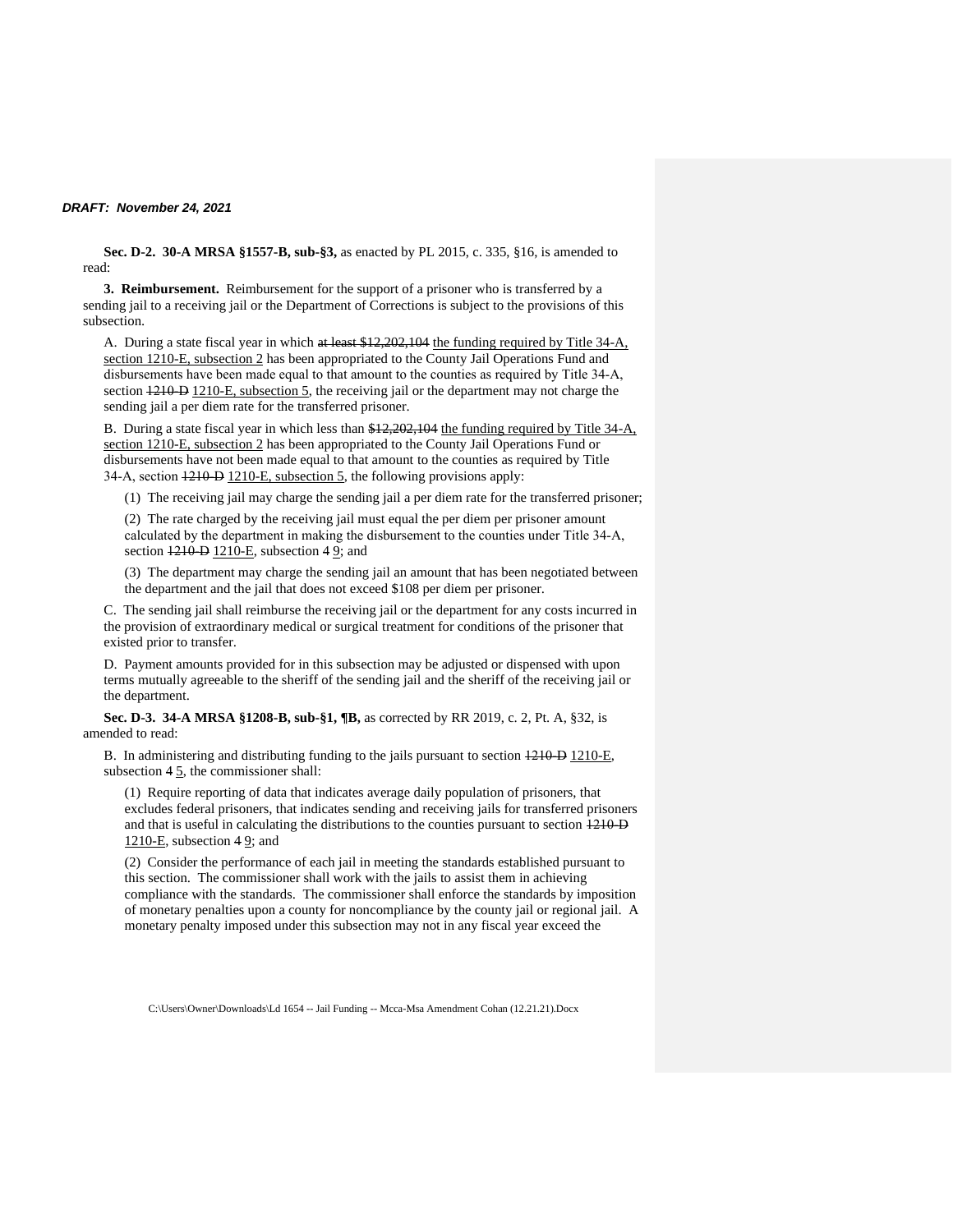**Sec. D-2. 30-A MRSA §1557-B, sub-§3,** as enacted by PL 2015, c. 335, §16, is amended to read:

**3. Reimbursement.** Reimbursement for the support of a prisoner who is transferred by a sending jail to a receiving jail or the Department of Corrections is subject to the provisions of this subsection.

A. During a state fiscal year in which ~~at least $12,202,104~~ <u>the funding required by Title 34-A, section 1210-E, subsection 2</u> has been appropriated to the County Jail Operations Fund and disbursements have been made equal to that amount to the counties as required by Title 34-A, section ~~1210-D~~ <u>1210-E, subsection 5</u>, the receiving jail or the department may not charge the sending jail a per diem rate for the transferred prisoner.

B. During a state fiscal year in which less than ~~$12,202,104~~ <u>the funding required by Title 34-A, section 1210-E, subsection 2</u> has been appropriated to the County Jail Operations Fund or disbursements have not been made equal to that amount to the counties as required by Title 34-A, section ~~1210-D~~ <u>1210-E, subsection 5</u>, the following provisions apply:

(1) The receiving jail may charge the sending jail a per diem rate for the transferred prisoner;

(2) The rate charged by the receiving jail must equal the per diem per prisoner amount calculated by the department in making the disbursement to the counties under Title 34-A, section ~~1210-D~~ <u>1210-E</u>, subsection ~~4~~ <u>9</u>; and

(3) The department may charge the sending jail an amount that has been negotiated between the department and the jail that does not exceed $108 per diem per prisoner.

C. The sending jail shall reimburse the receiving jail or the department for any costs incurred in the provision of extraordinary medical or surgical treatment for conditions of the prisoner that existed prior to transfer.

D. Payment amounts provided for in this subsection may be adjusted or dispensed with upon terms mutually agreeable to the sheriff of the sending jail and the sheriff of the receiving jail or the department.

**Sec. D-3. 34-A MRSA §1208-B, sub-§1, ¶B,** as corrected by RR 2019, c. 2, Pt. A, §32, is amended to read:

B. In administering and distributing funding to the jails pursuant to section ~~1210-D~~ <u>1210-E</u>, subsection ~~4~~ <u>5</u>, the commissioner shall:

(1) Require reporting of data that indicates average daily population of prisoners, that excludes federal prisoners, that indicates sending and receiving jails for transferred prisoners and that is useful in calculating the distributions to the counties pursuant to section ~~1210-D~~ <u>1210-E</u>, subsection ~~4~~ <u>9</u>; and

(2) Consider the performance of each jail in meeting the standards established pursuant to this section. The commissioner shall work with the jails to assist them in achieving compliance with the standards. The commissioner shall enforce the standards by imposition of monetary penalties upon a county for noncompliance by the county jail or regional jail. A monetary penalty imposed under this subsection may not in any fiscal year exceed the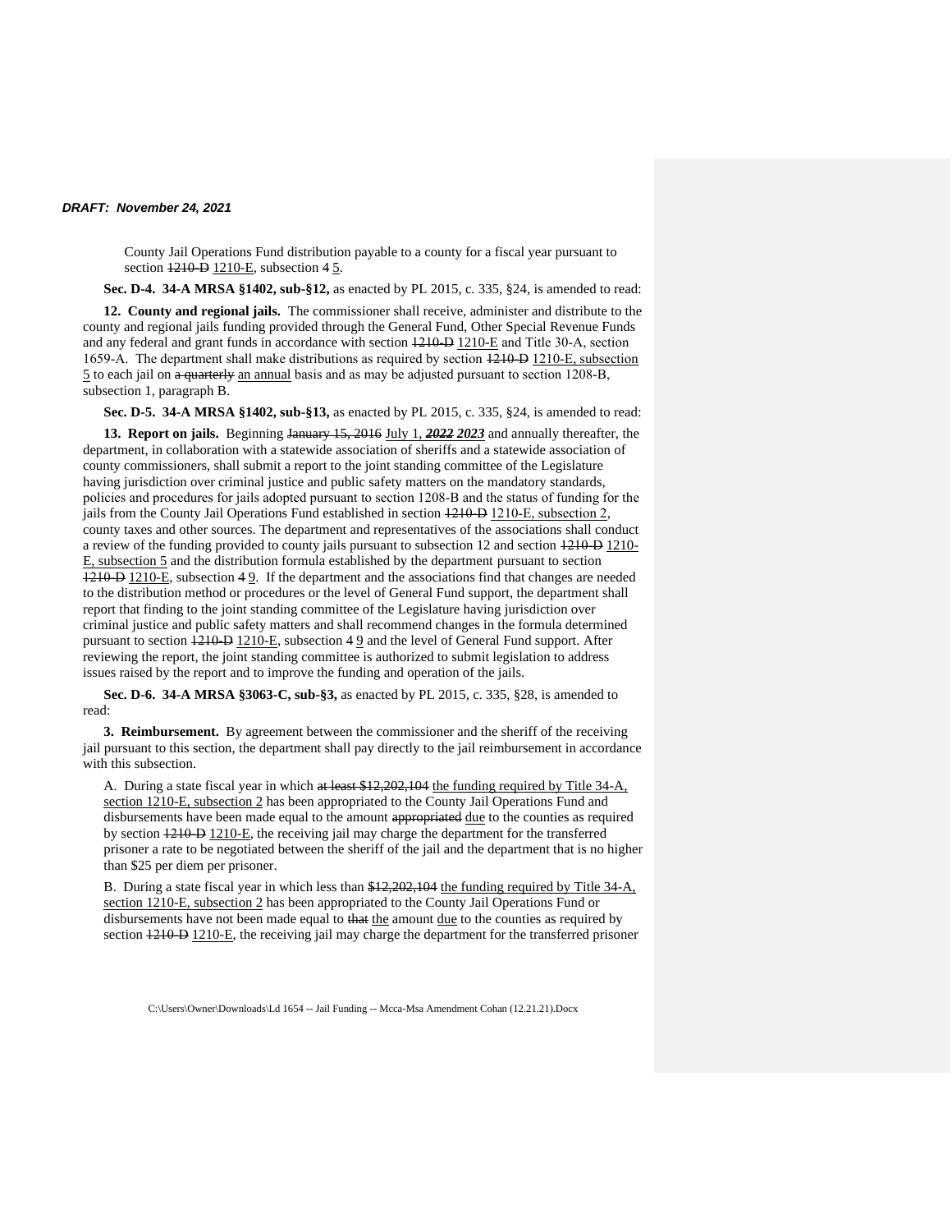County Jail Operations Fund distribution payable to a county for a fiscal year pursuant to section ~~1210-D~~ 1210-E, subsection ~~4~~ 5.

**Sec. D-4. 34-A MRSA §1402, sub-§12,** as enacted by PL 2015, c. 335, §24, is amended to read:

**12. County and regional jails.** The commissioner shall receive, administer and distribute to the county and regional jails funding provided through the General Fund, Other Special Revenue Funds and any federal and grant funds in accordance with section ~~1210-D~~ 1210-E and Title 30-A, section 1659-A. The department shall make distributions as required by section ~~1210-D~~ 1210-E, subsection 5 to each jail on ~~a quarterly~~ an annual basis and as may be adjusted pursuant to section 1208-B, subsection 1, paragraph B.

**Sec. D-5. 34-A MRSA §1402, sub-§13,** as enacted by PL 2015, c. 335, §24, is amended to read:

**13. Report on jails.** Beginning ~~January 15, 2016~~ July 1, ***~~2022~~*** ***2023*** and annually thereafter, the department, in collaboration with a statewide association of sheriffs and a statewide association of county commissioners, shall submit a report to the joint standing committee of the Legislature having jurisdiction over criminal justice and public safety matters on the mandatory standards, policies and procedures for jails adopted pursuant to section 1208-B and the status of funding for the jails from the County Jail Operations Fund established in section ~~1210-D~~ 1210-E, subsection 2, county taxes and other sources. The department and representatives of the associations shall conduct a review of the funding provided to county jails pursuant to subsection 12 and section ~~1210-D~~ 1210-E, subsection 5 and the distribution formula established by the department pursuant to section ~~1210-D~~ 1210-E, subsection ~~4~~ 9. If the department and the associations find that changes are needed to the distribution method or procedures or the level of General Fund support, the department shall report that finding to the joint standing committee of the Legislature having jurisdiction over criminal justice and public safety matters and shall recommend changes in the formula determined pursuant to section ~~1210-D~~ 1210-E, subsection ~~4~~ 9 and the level of General Fund support. After reviewing the report, the joint standing committee is authorized to submit legislation to address issues raised by the report and to improve the funding and operation of the jails.

**Sec. D-6. 34-A MRSA §3063-C, sub-§3,** as enacted by PL 2015, c. 335, §28, is amended to read:

**3. Reimbursement.** By agreement between the commissioner and the sheriff of the receiving jail pursuant to this section, the department shall pay directly to the jail reimbursement in accordance with this subsection.

A. During a state fiscal year in which ~~at least $12,202,104~~ the funding required by Title 34-A, section 1210-E, subsection 2 has been appropriated to the County Jail Operations Fund and disbursements have been made equal to the amount ~~appropriated~~ due to the counties as required by section ~~1210-D~~ 1210-E, the receiving jail may charge the department for the transferred prisoner a rate to be negotiated between the sheriff of the jail and the department that is no higher than $25 per diem per prisoner.

B. During a state fiscal year in which less than ~~$12,202,104~~ the funding required by Title 34-A, section 1210-E, subsection 2 has been appropriated to the County Jail Operations Fund or disbursements have not been made equal to ~~that~~ the amount due to the counties as required by section ~~1210-D~~ 1210-E, the receiving jail may charge the department for the transferred prisoner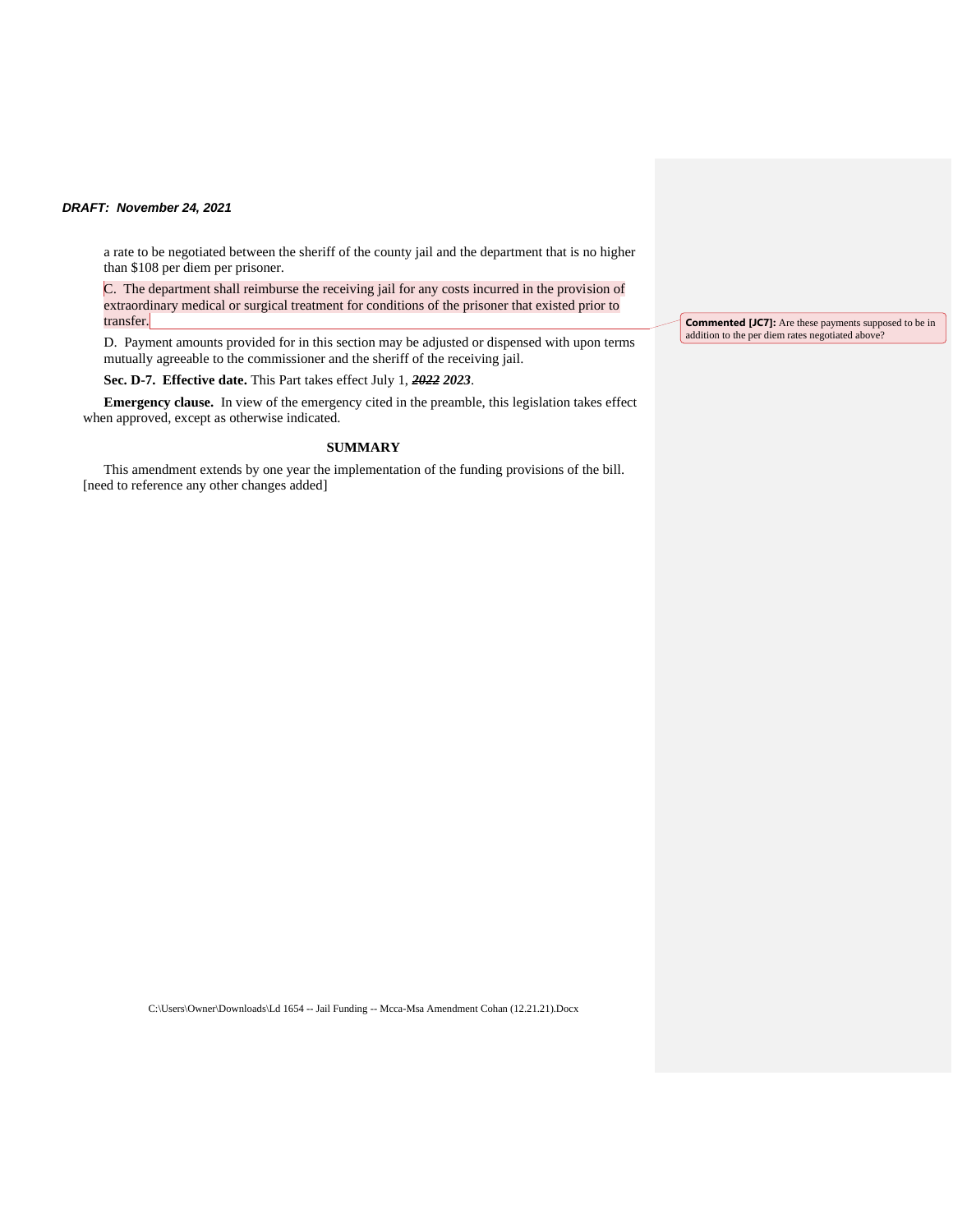a rate to be negotiated between the sheriff of the county jail and the department that is no higher than $108 per diem per prisoner.

C. The department shall reimburse the receiving jail for any costs incurred in the provision of extraordinary medical or surgical treatment for conditions of the prisoner that existed prior to transfer.

**Commented [JC7]:** Are these payments supposed to be in addition to the per diem rates negotiated above?

D. Payment amounts provided for in this section may be adjusted or dispensed with upon terms mutually agreeable to the commissioner and the sheriff of the receiving jail.

**Sec. D-7. Effective date.** This Part takes effect July 1, ~~***2022***~~ ***2023***.

**Emergency clause.** In view of the emergency cited in the preamble, this legislation takes effect when approved, except as otherwise indicated.

**SUMMARY**

This amendment extends by one year the implementation of the funding provisions of the bill. [need to reference any other changes added]